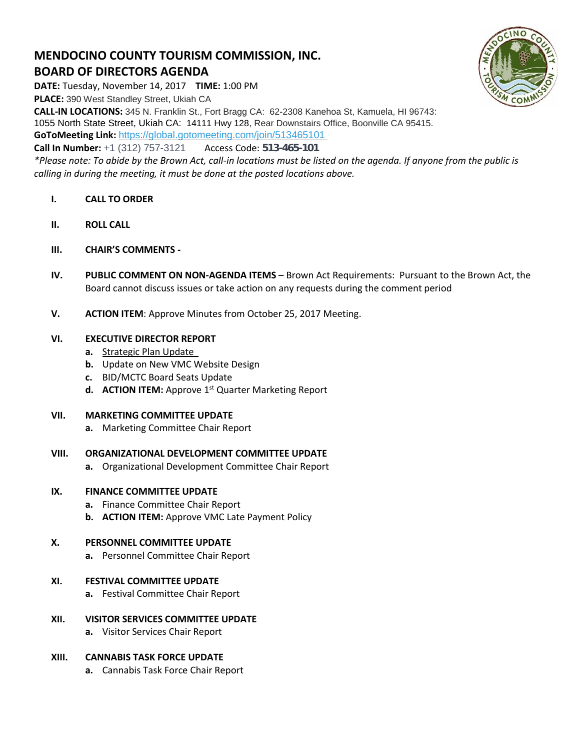# MENDOCINO COUNTY TOURISM COMMISSION, INC.

## BOARD OF DIRECTORS AGENDA

**DATE:** Tuesday, November 14, 2017 **TIME:** 1:00 PM

**PLACE:** 390 West Standley Street, Ukiah CA

**CALL-IN LOCATIONS:** 345 N. Franklin St., Fort Bragg CA: 62-2308 Kanehoa St, Kamuela, HI 96743: 1055 North State Street, Ukiah CA: 14111 Hwy 128, Rear Downstairs Office, Boonville CA 95415.

**GoToMeeting Link:** https://global.gotomeeting.com/join/513465101

**Call In Number:** +1 (312) 757-3121 Access Code: **513-465-101**

*\*Please note: To abide by the Brown Act, call-in locations must be listed on the agenda. If anyone from the public is calling in during the meeting, it must be done at the posted locations above.*

**I. CALL TO ORDER**

**II. ROLL CALL**

**III. CHAIR'S COMMENTS -**

**IV. PUBLIC COMMENT ON NON-AGENDA ITEMS** – Brown Act Requirements: Pursuant to the Brown Act, the Board cannot discuss issues or take action on any requests during the comment period

**V. ACTION ITEM**: Approve Minutes from October 25, 2017 Meeting.

**VI. EXECUTIVE DIRECTOR REPORT**

- **a.** Strategic Plan Update
- **b.** Update on New VMC Website Design
- **c.** BID/MCTC Board Seats Update
- **d. ACTION ITEM:** Approve 1st Quarter Marketing Report

**VII. MARKETING COMMITTEE UPDATE**

- **a.** Marketing Committee Chair Report

**VIII. ORGANIZATIONAL DEVELOPMENT COMMITTEE UPDATE**

- **a.** Organizational Development Committee Chair Report

**IX. FINANCE COMMITTEE UPDATE**

- **a.** Finance Committee Chair Report
- **b. ACTION ITEM:** Approve VMC Late Payment Policy

**X. PERSONNEL COMMITTEE UPDATE**

- **a.** Personnel Committee Chair Report

**XI. FESTIVAL COMMITTEE UPDATE**

- **a.** Festival Committee Chair Report

**XII. VISITOR SERVICES COMMITTEE UPDATE**

- **a.** Visitor Services Chair Report

**XIII. CANNABIS TASK FORCE UPDATE**

- **a.** Cannabis Task Force Chair Report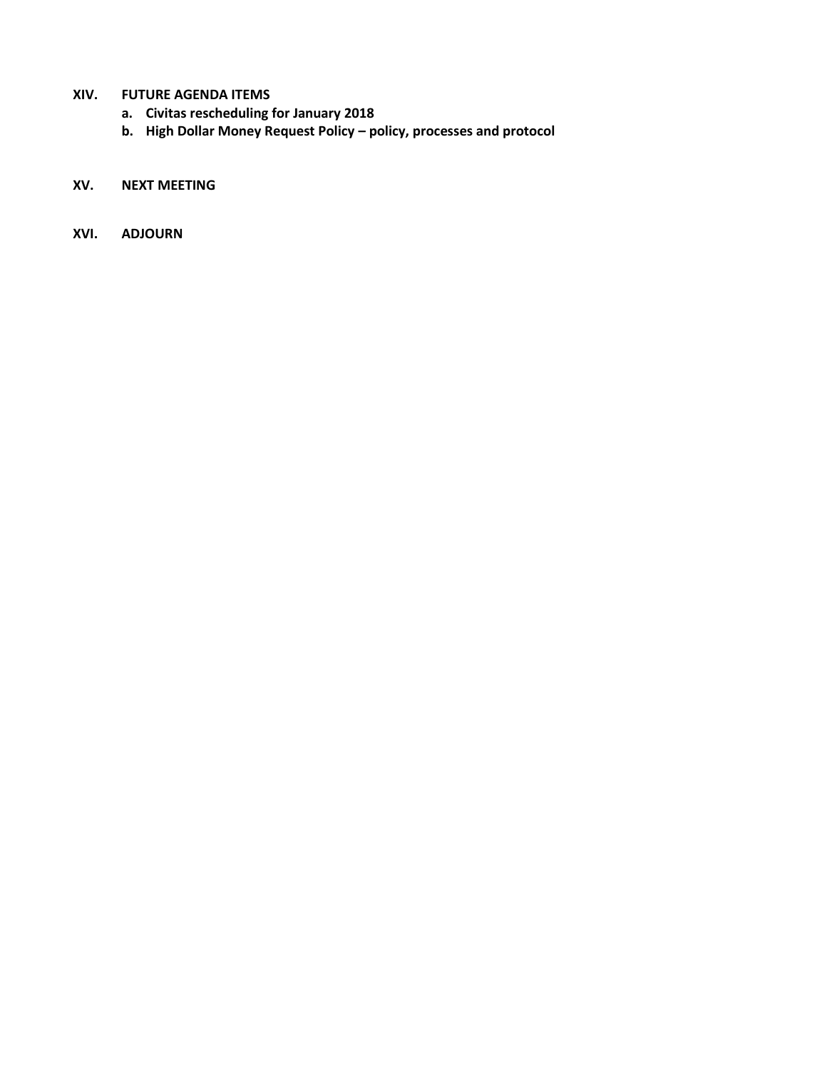**XIV. FUTURE AGENDA ITEMS**

- **a. Civitas rescheduling for January 2018**
- **b. High Dollar Money Request Policy – policy, processes and protocol**

**XV. NEXT MEETING**

**XVI. ADJOURN**